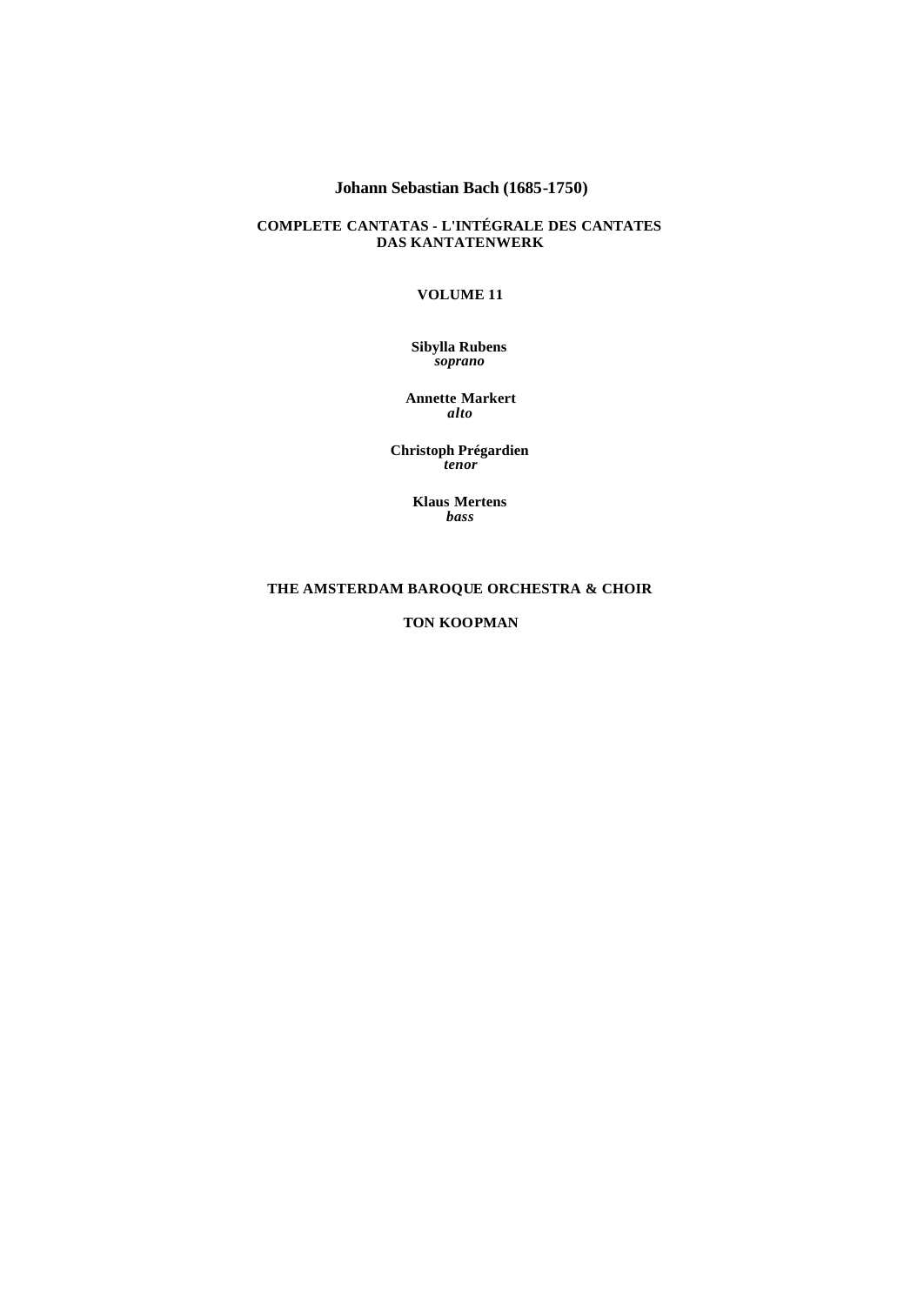# Johann Sebastian Bach (1685-1750)

## COMPLETE CANTATAS - L'INTÉGRALE DES CANTATES
## DAS KANTATENWERK

### VOLUME 11

**Sibylla Rubens**
*soprano*

**Annette Markert**
*alto*

**Christoph Prégardien**
*tenor*

**Klaus Mertens**
*bass*

**THE AMSTERDAM BAROQUE ORCHESTRA & CHOIR**

**TON KOOPMAN**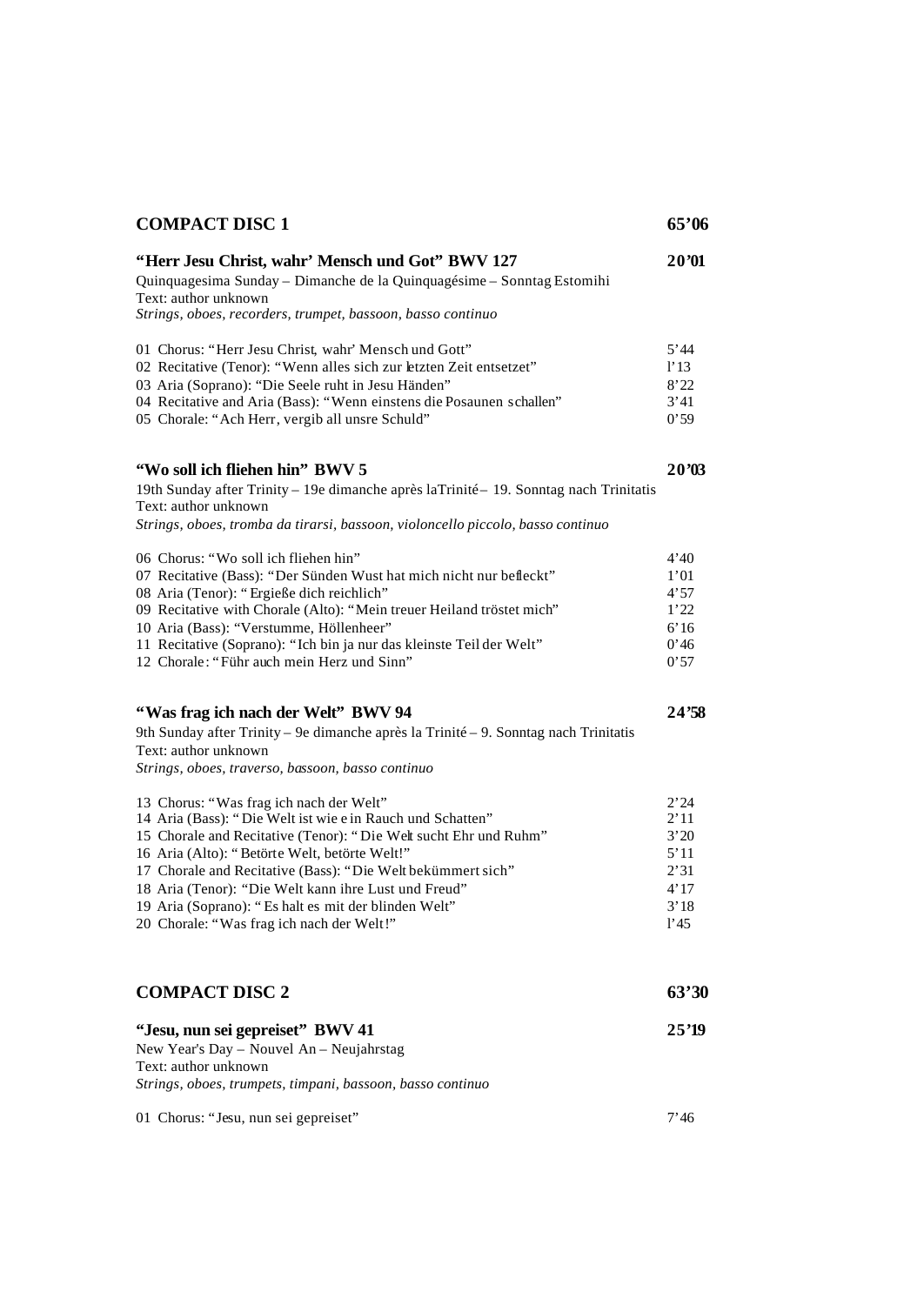## COMPACT DISC 1 — 65'06

### "Herr Jesu Christ, wahr' Mensch und Got" BWV 127 — 20'01

Quinquagesima Sunday – Dimanche de la Quinquagésime – Sonntag Estomihi
Text: author unknown
*Strings, oboes, recorders, trumpet, bassoon, basso continuo*

| | |
|---|---|
| 01 Chorus: "Herr Jesu Christ, wahr' Mensch und Gott" | 5'44 |
| 02 Recitative (Tenor): "Wenn alles sich zur letzten Zeit entsetzet" | l'13 |
| 03 Aria (Soprano): "Die Seele ruht in Jesu Händen" | 8'22 |
| 04 Recitative and Aria (Bass): "Wenn einstens die Posaunen schallen" | 3'41 |
| 05 Chorale: "Ach Herr, vergib all unsre Schuld" | 0'59 |

### "Wo soll ich fliehen hin" BWV 5 — 20'03

19th Sunday after Trinity – 19e dimanche après laTrinité – 19. Sonntag nach Trinitatis
Text: author unknown
*Strings, oboes, tromba da tirarsi, bassoon, violoncello piccolo, basso continuo*

| | |
|---|---|
| 06 Chorus: "Wo soll ich fliehen hin" | 4'40 |
| 07 Recitative (Bass): "Der Sünden Wust hat mich nicht nur befleckt" | 1'01 |
| 08 Aria (Tenor): "Ergieße dich reichlich" | 4'57 |
| 09 Recitative with Chorale (Alto): "Mein treuer Heiland tröstet mich" | 1'22 |
| 10 Aria (Bass): "Verstumme, Höllenheer" | 6'16 |
| 11 Recitative (Soprano): "Ich bin ja nur das kleinste Teil der Welt" | 0'46 |
| 12 Chorale: "Führ auch mein Herz und Sinn" | 0'57 |

### "Was frag ich nach der Welt" BWV 94 — 24'58

9th Sunday after Trinity – 9e dimanche après la Trinité – 9. Sonntag nach Trinitatis
Text: author unknown
*Strings, oboes, traverso, bassoon, basso continuo*

| | |
|---|---|
| 13 Chorus: "Was frag ich nach der Welt" | 2'24 |
| 14 Aria (Bass): "Die Welt ist wie ein Rauch und Schatten" | 2'11 |
| 15 Chorale and Recitative (Tenor): "Die Welt sucht Ehr und Ruhm" | 3'20 |
| 16 Aria (Alto): "Betörte Welt, betörte Welt!" | 5'11 |
| 17 Chorale and Recitative (Bass): "Die Welt bekümmert sich" | 2'31 |
| 18 Aria (Tenor): "Die Welt kann ihre Lust und Freud" | 4'17 |
| 19 Aria (Soprano): "Es halt es mit der blinden Welt" | 3'18 |
| 20 Chorale: "Was frag ich nach der Welt!" | l'45 |

## COMPACT DISC 2 — 63'30

### "Jesu, nun sei gepreiset" BWV 41 — 25'19

New Year's Day – Nouvel An – Neujahrstag
Text: author unknown
*Strings, oboes, trumpets, timpani, bassoon, basso continuo*

| | |
|---|---|
| 01 Chorus: "Jesu, nun sei gepreiset" | 7'46 |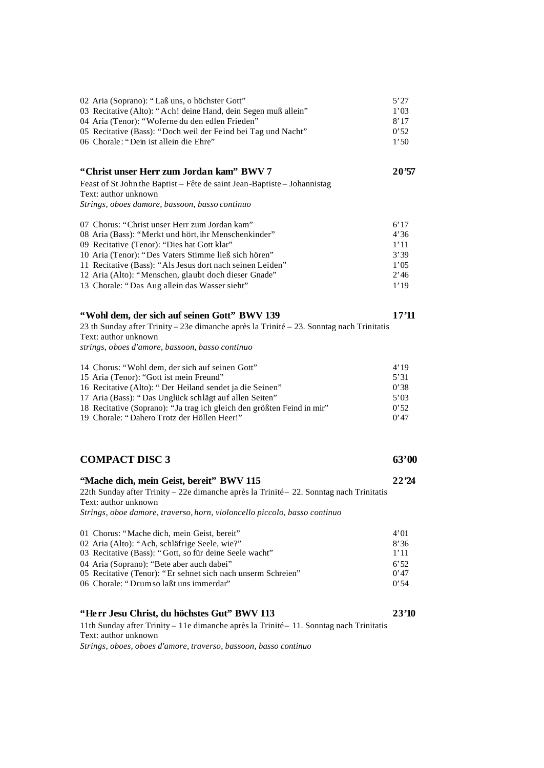| | |
|---|---|
| 02 Aria (Soprano): "Laß uns, o höchster Gott" | 5'27 |
| 03 Recitative (Alto): "Ach! deine Hand, dein Segen muß allein" | 1'03 |
| 04 Aria (Tenor): "Woferne du den edlen Frieden" | 8'17 |
| 05 Recitative (Bass): "Doch weil der Feind bei Tag und Nacht" | 0'52 |
| 06 Chorale: "Dein ist allein die Ehre" | 1'50 |

### "Christ unser Herr zum Jordan kam" BWV 7 — 20'57

Feast of St John the Baptist – Fête de saint Jean-Baptiste – Johannistag
Text: author unknown
*Strings, oboes damore, bassoon, basso continuo*

| | |
|---|---|
| 07 Chorus: "Christ unser Herr zum Jordan kam" | 6'17 |
| 08 Aria (Bass): "Merkt und hört, ihr Menschenkinder" | 4'36 |
| 09 Recitative (Tenor): "Dies hat Gott klar" | 1'11 |
| 10 Aria (Tenor): "Des Vaters Stimme ließ sich hören" | 3'39 |
| 11 Recitative (Bass): "Als Jesus dort nach seinen Leiden" | 1'05 |
| 12 Aria (Alto): "Menschen, glaubt doch dieser Gnade" | 2'46 |
| 13 Chorale: "Das Aug allein das Wasser sieht" | 1'19 |

### "Wohl dem, der sich auf seinen Gott" BWV 139 — 17'11

23 th Sunday after Trinity – 23e dimanche après la Trinité – 23. Sonntag nach Trinitatis
Text: author unknown
*strings, oboes d'amore, bassoon, basso continuo*

| | |
|---|---|
| 14 Chorus: "Wohl dem, der sich auf seinen Gott" | 4'19 |
| 15 Aria (Tenor): "Gott ist mein Freund" | 5'31 |
| 16 Recitative (Alto): "Der Heiland sendet ja die Seinen" | 0'38 |
| 17 Aria (Bass): "Das Unglück schlägt auf allen Seiten" | 5'03 |
| 18 Recitative (Soprano): "Ja trag ich gleich den größten Feind in mir" | 0'52 |
| 19 Chorale: "Dahero Trotz der Höllen Heer!" | 0'47 |

## COMPACT DISC 3 — 63'00

### "Mache dich, mein Geist, bereit" BWV 115 — 22'24

22th Sunday after Trinity – 22e dimanche après la Trinité – 22. Sonntag nach Trinitatis
Text: author unknown
*Strings, oboe damore, traverso, horn, violoncello piccolo, basso continuo*

| | |
|---|---|
| 01 Chorus: "Mache dich, mein Geist, bereit" | 4'01 |
| 02 Aria (Alto): "Ach, schläfrige Seele, wie?" | 8'36 |
| 03 Recitative (Bass): "Gott, so für deine Seele wacht" | 1'11 |
| 04 Aria (Soprano): "Bete aber auch dabei" | 6'52 |
| 05 Recitative (Tenor): "Er sehnet sich nach unserm Schreien" | 0'47 |
| 06 Chorale: "Drum so laßt uns immerdar" | 0'54 |

### "Herr Jesu Christ, du höchstes Gut" BWV 113 — 23'10

11th Sunday after Trinity – 11e dimanche après la Trinité – 11. Sonntag nach Trinitatis
Text: author unknown
*Strings, oboes, oboes d'amore, traverso, bassoon, basso continuo*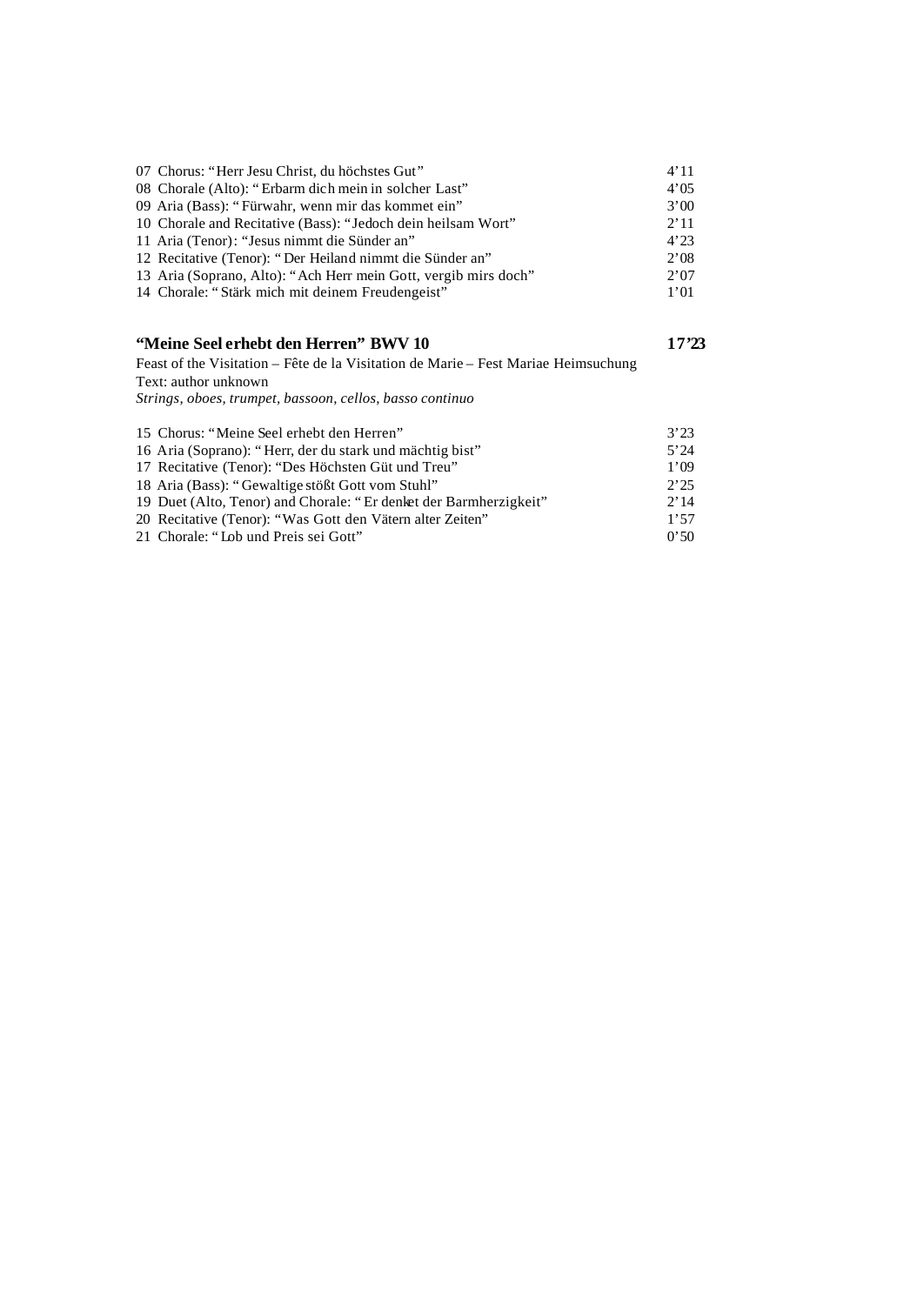| | |
|---|---|
| 07 Chorus: “Herr Jesu Christ, du höchstes Gut” | 4’11 |
| 08 Chorale (Alto): “Erbarm dich mein in solcher Last” | 4’05 |
| 09 Aria (Bass): “Fürwahr, wenn mir das kommet ein” | 3’00 |
| 10 Chorale and Recitative (Bass): “Jedoch dein heilsam Wort” | 2’11 |
| 11 Aria (Tenor): “Jesus nimmt die Sünder an” | 4’23 |
| 12 Recitative (Tenor): “Der Heiland nimmt die Sünder an” | 2’08 |
| 13 Aria (Soprano, Alto): “Ach Herr mein Gott, vergib mirs doch” | 2’07 |
| 14 Chorale: “Stärk mich mit deinem Freudengeist” | 1’01 |

### “Meine Seel erhebt den Herren” BWV 10 — 17’23

Feast of the Visitation – Fête de la Visitation de Marie – Fest Mariae Heimsuchung
Text: author unknown
*Strings, oboes, trumpet, bassoon, cellos, basso continuo*

| | |
|---|---|
| 15 Chorus: “Meine Seel erhebt den Herren” | 3’23 |
| 16 Aria (Soprano): “Herr, der du stark und mächtig bist” | 5’24 |
| 17 Recitative (Tenor): “Des Höchsten Güt und Treu” | 1’09 |
| 18 Aria (Bass): “Gewaltige stößt Gott vom Stuhl” | 2’25 |
| 19 Duet (Alto, Tenor) and Chorale: “Er denket der Barmherzigkeit” | 2’14 |
| 20 Recitative (Tenor): “Was Gott den Vätern alter Zeiten” | 1’57 |
| 21 Chorale: “Lob und Preis sei Gott” | 0’50 |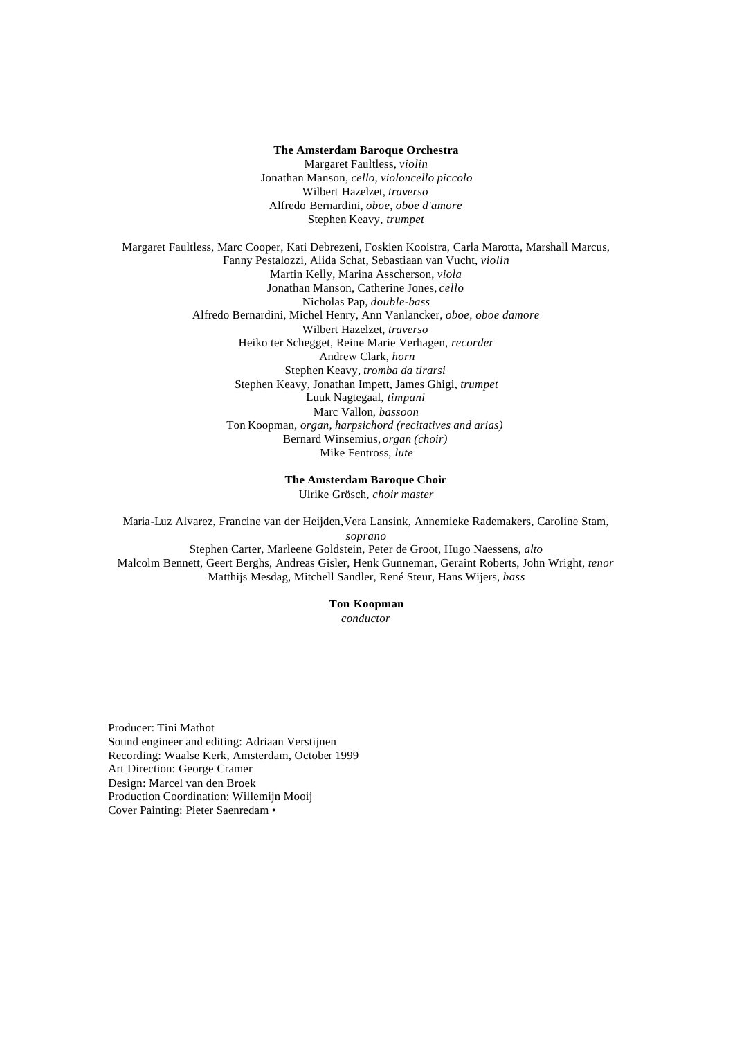**The Amsterdam Baroque Orchestra**

Margaret Faultless, *violin*
Jonathan Manson, *cello, violoncello piccolo*
Wilbert Hazelzet, *traverso*
Alfredo Bernardini, *oboe, oboe d'amore*
Stephen Keavy, *trumpet*

Margaret Faultless, Marc Cooper, Kati Debrezeni, Foskien Kooistra, Carla Marotta, Marshall Marcus, Fanny Pestalozzi, Alida Schat, Sebastiaan van Vucht, *violin*
Martin Kelly, Marina Asscherson, *viola*
Jonathan Manson, Catherine Jones, *cello*
Nicholas Pap, *double-bass*
Alfredo Bernardini, Michel Henry, Ann Vanlancker, *oboe, oboe damore*
Wilbert Hazelzet, *traverso*
Heiko ter Schegget, Reine Marie Verhagen, *recorder*
Andrew Clark, *horn*
Stephen Keavy, *tromba da tirarsi*
Stephen Keavy, Jonathan Impett, James Ghigi, *trumpet*
Luuk Nagtegaal, *timpani*
Marc Vallon, *bassoon*
Ton Koopman, *organ, harpsichord (recitatives and arias)*
Bernard Winsemius, *organ (choir)*
Mike Fentross, *lute*

**The Amsterdam Baroque Choir**

Ulrike Grösch, *choir master*

Maria-Luz Alvarez, Francine van der Heijden,Vera Lansink, Annemieke Rademakers, Caroline Stam, *soprano*
Stephen Carter, Marleene Goldstein, Peter de Groot, Hugo Naessens, *alto*
Malcolm Bennett, Geert Berghs, Andreas Gisler, Henk Gunneman, Geraint Roberts, John Wright, *tenor*
Matthijs Mesdag, Mitchell Sandler, René Steur, Hans Wijers, *bass*

**Ton Koopman**

*conductor*

Producer: Tini Mathot
Sound engineer and editing: Adriaan Verstijnen
Recording: Waalse Kerk, Amsterdam, October 1999
Art Direction: George Cramer
Design: Marcel van den Broek
Production Coordination: Willemijn Mooij
Cover Painting: Pieter Saenredam •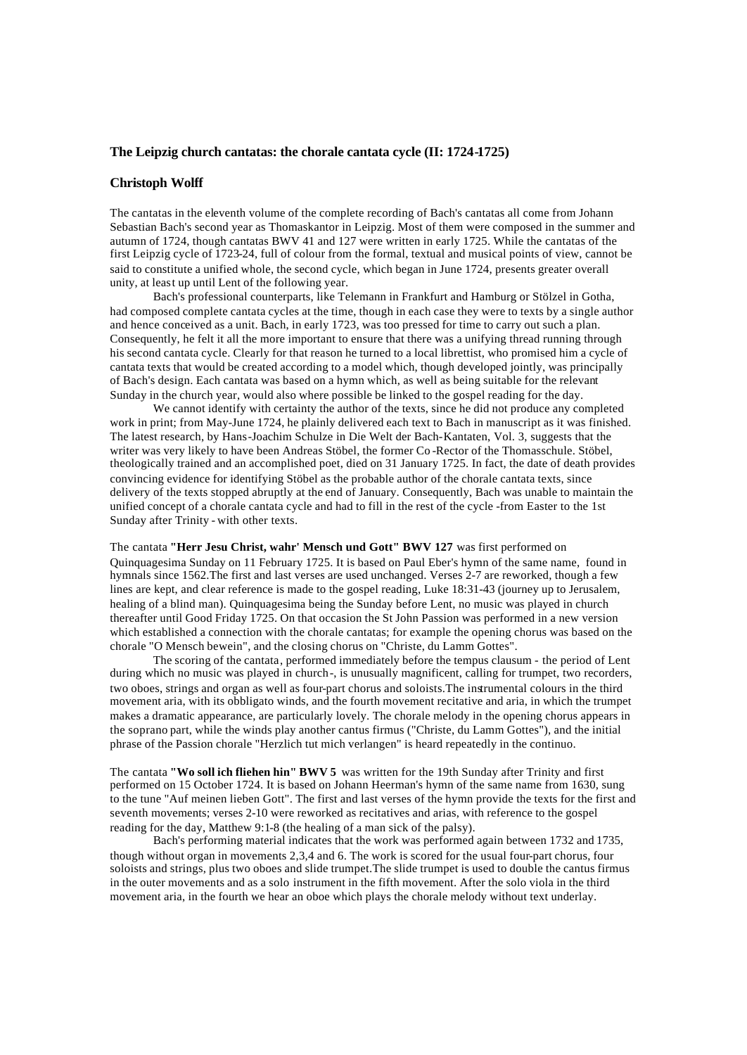### The Leipzig church cantatas: the chorale cantata cycle (II: 1724-1725)

#### Christoph Wolff

The cantatas in the eleventh volume of the complete recording of Bach's cantatas all come from Johann Sebastian Bach's second year as Thomaskantor in Leipzig. Most of them were composed in the summer and autumn of 1724, though cantatas BWV 41 and 127 were written in early 1725. While the cantatas of the first Leipzig cycle of 1723-24, full of colour from the formal, textual and musical points of view, cannot be said to constitute a unified whole, the second cycle, which began in June 1724, presents greater overall unity, at least up until Lent of the following year.

Bach's professional counterparts, like Telemann in Frankfurt and Hamburg or Stölzel in Gotha, had composed complete cantata cycles at the time, though in each case they were to texts by a single author and hence conceived as a unit. Bach, in early 1723, was too pressed for time to carry out such a plan. Consequently, he felt it all the more important to ensure that there was a unifying thread running through his second cantata cycle. Clearly for that reason he turned to a local librettist, who promised him a cycle of cantata texts that would be created according to a model which, though developed jointly, was principally of Bach's design. Each cantata was based on a hymn which, as well as being suitable for the relevant Sunday in the church year, would also where possible be linked to the gospel reading for the day.

We cannot identify with certainty the author of the texts, since he did not produce any completed work in print; from May-June 1724, he plainly delivered each text to Bach in manuscript as it was finished. The latest research, by Hans-Joachim Schulze in Die Welt der Bach-Kantaten, Vol. 3, suggests that the writer was very likely to have been Andreas Stöbel, the former Co-Rector of the Thomasschule. Stöbel, theologically trained and an accomplished poet, died on 31 January 1725. In fact, the date of death provides convincing evidence for identifying Stöbel as the probable author of the chorale cantata texts, since delivery of the texts stopped abruptly at the end of January. Consequently, Bach was unable to maintain the unified concept of a chorale cantata cycle and had to fill in the rest of the cycle -from Easter to the 1st Sunday after Trinity - with other texts.

The cantata **"Herr Jesu Christ, wahr' Mensch und Gott" BWV 127** was first performed on Quinquagesima Sunday on 11 February 1725. It is based on Paul Eber's hymn of the same name, found in hymnals since 1562.The first and last verses are used unchanged. Verses 2-7 are reworked, though a few lines are kept, and clear reference is made to the gospel reading, Luke 18:31-43 (journey up to Jerusalem, healing of a blind man). Quinquagesima being the Sunday before Lent, no music was played in church thereafter until Good Friday 1725. On that occasion the St John Passion was performed in a new version which established a connection with the chorale cantatas; for example the opening chorus was based on the chorale "O Mensch bewein", and the closing chorus on "Christe, du Lamm Gottes".

The scoring of the cantata, performed immediately before the tempus clausum - the period of Lent during which no music was played in church-, is unusually magnificent, calling for trumpet, two recorders, two oboes, strings and organ as well as four-part chorus and soloists.The instrumental colours in the third movement aria, with its obbligato winds, and the fourth movement recitative and aria, in which the trumpet makes a dramatic appearance, are particularly lovely. The chorale melody in the opening chorus appears in the soprano part, while the winds play another cantus firmus ("Christe, du Lamm Gottes"), and the initial phrase of the Passion chorale "Herzlich tut mich verlangen" is heard repeatedly in the continuo.

The cantata **"Wo soll ich fliehen hin" BWV 5** was written for the 19th Sunday after Trinity and first performed on 15 October 1724. It is based on Johann Heerman's hymn of the same name from 1630, sung to the tune "Auf meinen lieben Gott". The first and last verses of the hymn provide the texts for the first and seventh movements; verses 2-10 were reworked as recitatives and arias, with reference to the gospel reading for the day, Matthew 9:1-8 (the healing of a man sick of the palsy).

Bach's performing material indicates that the work was performed again between 1732 and 1735, though without organ in movements 2,3,4 and 6. The work is scored for the usual four-part chorus, four soloists and strings, plus two oboes and slide trumpet.The slide trumpet is used to double the cantus firmus in the outer movements and as a solo instrument in the fifth movement. After the solo viola in the third movement aria, in the fourth we hear an oboe which plays the chorale melody without text underlay.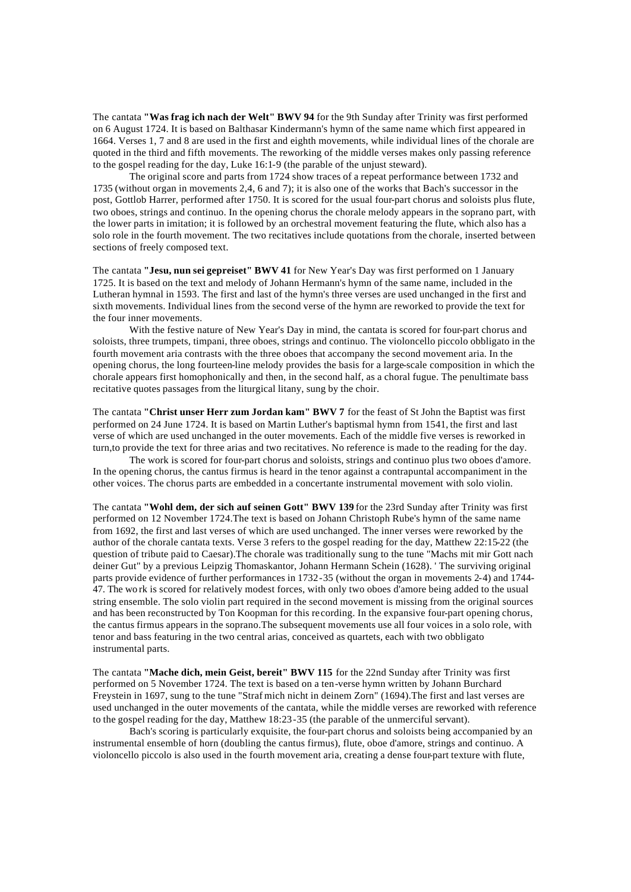The cantata **"Was frag ich nach der Welt" BWV 94** for the 9th Sunday after Trinity was first performed on 6 August 1724. It is based on Balthasar Kindermann's hymn of the same name which first appeared in 1664. Verses 1, 7 and 8 are used in the first and eighth movements, while individual lines of the chorale are quoted in the third and fifth movements. The reworking of the middle verses makes only passing reference to the gospel reading for the day, Luke 16:1-9 (the parable of the unjust steward).

The original score and parts from 1724 show traces of a repeat performance between 1732 and 1735 (without organ in movements 2,4, 6 and 7); it is also one of the works that Bach's successor in the post, Gottlob Harrer, performed after 1750. It is scored for the usual four-part chorus and soloists plus flute, two oboes, strings and continuo. In the opening chorus the chorale melody appears in the soprano part, with the lower parts in imitation; it is followed by an orchestral movement featuring the flute, which also has a solo role in the fourth movement. The two recitatives include quotations from the chorale, inserted between sections of freely composed text.

The cantata **"Jesu, nun sei gepreiset" BWV 41** for New Year's Day was first performed on 1 January 1725. It is based on the text and melody of Johann Hermann's hymn of the same name, included in the Lutheran hymnal in 1593. The first and last of the hymn's three verses are used unchanged in the first and sixth movements. Individual lines from the second verse of the hymn are reworked to provide the text for the four inner movements.

With the festive nature of New Year's Day in mind, the cantata is scored for four-part chorus and soloists, three trumpets, timpani, three oboes, strings and continuo. The violoncello piccolo obbligato in the fourth movement aria contrasts with the three oboes that accompany the second movement aria. In the opening chorus, the long fourteen-line melody provides the basis for a large-scale composition in which the chorale appears first homophonically and then, in the second half, as a choral fugue. The penultimate bass recitative quotes passages from the liturgical litany, sung by the choir.

The cantata **"Christ unser Herr zum Jordan kam" BWV 7** for the feast of St John the Baptist was first performed on 24 June 1724. It is based on Martin Luther's baptismal hymn from 1541, the first and last verse of which are used unchanged in the outer movements. Each of the middle five verses is reworked in turn,to provide the text for three arias and two recitatives. No reference is made to the reading for the day.

The work is scored for four-part chorus and soloists, strings and continuo plus two oboes d'amore. In the opening chorus, the cantus firmus is heard in the tenor against a contrapuntal accompaniment in the other voices. The chorus parts are embedded in a concertante instrumental movement with solo violin.

The cantata **"Wohl dem, der sich auf seinen Gott" BWV 139** for the 23rd Sunday after Trinity was first performed on 12 November 1724.The text is based on Johann Christoph Rube's hymn of the same name from 1692, the first and last verses of which are used unchanged. The inner verses were reworked by the author of the chorale cantata texts. Verse 3 refers to the gospel reading for the day, Matthew 22:15-22 (the question of tribute paid to Caesar).The chorale was traditionally sung to the tune "Machs mit mir Gott nach deiner Gut" by a previous Leipzig Thomaskantor, Johann Hermann Schein (1628). ' The surviving original parts provide evidence of further performances in 1732-35 (without the organ in movements 2-4) and 1744-47. The work is scored for relatively modest forces, with only two oboes d'amore being added to the usual string ensemble. The solo violin part required in the second movement is missing from the original sources and has been reconstructed by Ton Koopman for this recording. In the expansive four-part opening chorus, the cantus firmus appears in the soprano.The subsequent movements use all four voices in a solo role, with tenor and bass featuring in the two central arias, conceived as quartets, each with two obbligato instrumental parts.

The cantata **"Mache dich, mein Geist, bereit" BWV 115** for the 22nd Sunday after Trinity was first performed on 5 November 1724. The text is based on a ten-verse hymn written by Johann Burchard Freystein in 1697, sung to the tune "Straf mich nicht in deinem Zorn" (1694).The first and last verses are used unchanged in the outer movements of the cantata, while the middle verses are reworked with reference to the gospel reading for the day, Matthew 18:23-35 (the parable of the unmerciful servant).

Bach's scoring is particularly exquisite, the four-part chorus and soloists being accompanied by an instrumental ensemble of horn (doubling the cantus firmus), flute, oboe d'amore, strings and continuo. A violoncello piccolo is also used in the fourth movement aria, creating a dense four-part texture with flute,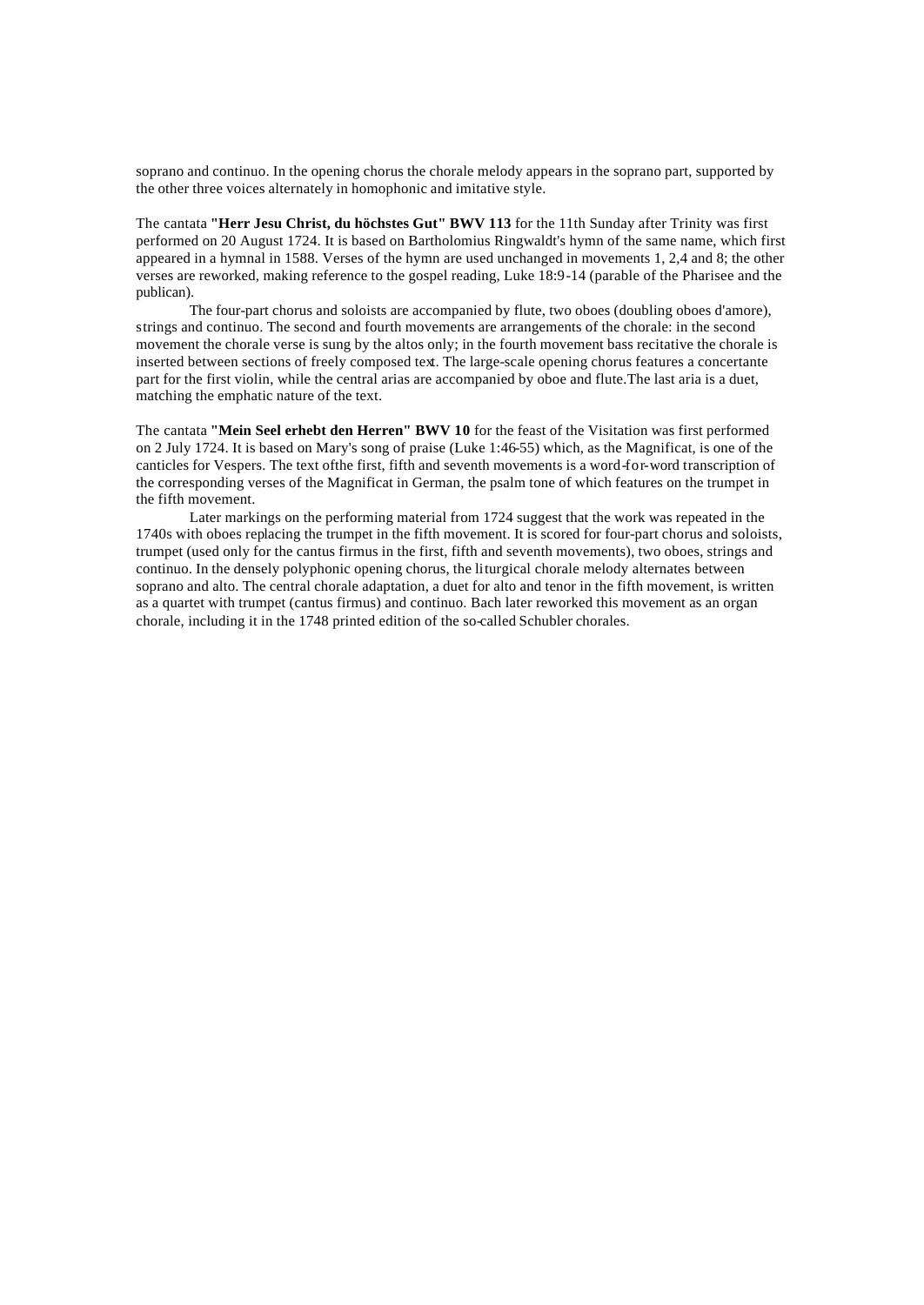soprano and continuo. In the opening chorus the chorale melody appears in the soprano part, supported by the other three voices alternately in homophonic and imitative style.

The cantata **"Herr Jesu Christ, du höchstes Gut" BWV 113** for the 11th Sunday after Trinity was first performed on 20 August 1724. It is based on Bartholomius Ringwaldt's hymn of the same name, which first appeared in a hymnal in 1588. Verses of the hymn are used unchanged in movements 1, 2,4 and 8; the other verses are reworked, making reference to the gospel reading, Luke 18:9-14 (parable of the Pharisee and the publican).

The four-part chorus and soloists are accompanied by flute, two oboes (doubling oboes d'amore), strings and continuo. The second and fourth movements are arrangements of the chorale: in the second movement the chorale verse is sung by the altos only; in the fourth movement bass recitative the chorale is inserted between sections of freely composed text. The large-scale opening chorus features a concertante part for the first violin, while the central arias are accompanied by oboe and flute.The last aria is a duet, matching the emphatic nature of the text.

The cantata **"Mein Seel erhebt den Herren" BWV 10** for the feast of the Visitation was first performed on 2 July 1724. It is based on Mary's song of praise (Luke 1:46-55) which, as the Magnificat, is one of the canticles for Vespers. The text ofthe first, fifth and seventh movements is a word-for-word transcription of the corresponding verses of the Magnificat in German, the psalm tone of which features on the trumpet in the fifth movement.

Later markings on the performing material from 1724 suggest that the work was repeated in the 1740s with oboes replacing the trumpet in the fifth movement. It is scored for four-part chorus and soloists, trumpet (used only for the cantus firmus in the first, fifth and seventh movements), two oboes, strings and continuo. In the densely polyphonic opening chorus, the liturgical chorale melody alternates between soprano and alto. The central chorale adaptation, a duet for alto and tenor in the fifth movement, is written as a quartet with trumpet (cantus firmus) and continuo. Bach later reworked this movement as an organ chorale, including it in the 1748 printed edition of the so-called Schubler chorales.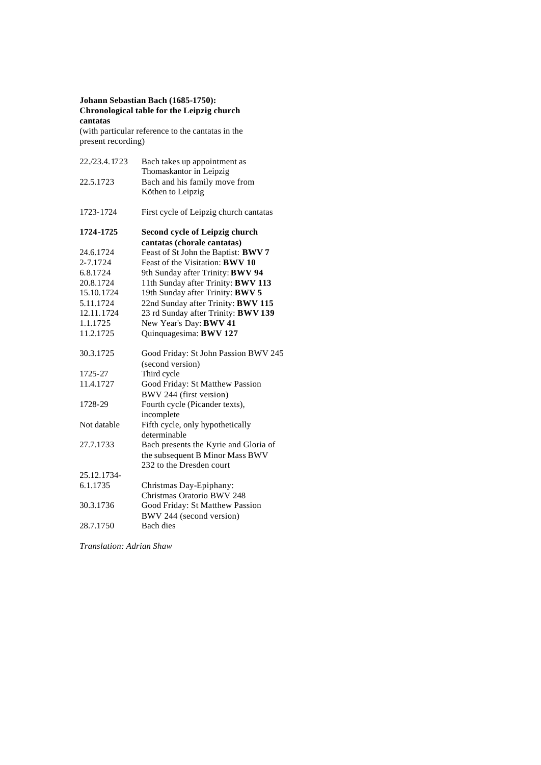**Johann Sebastian Bach (1685-1750):**
**Chronological table for the Leipzig church cantatas**
(with particular reference to the cantatas in the present recording)

| | |
|---|---|
| 22./23.4.1723 | Bach takes up appointment as Thomaskantor in Leipzig |
| 22.5.1723 | Bach and his family move from Köthen to Leipzig |
| 1723-1724 | First cycle of Leipzig church cantatas |
| **1724-1725** | **Second cycle of Leipzig church cantatas (chorale cantatas)** |
| 24.6.1724 | Feast of St John the Baptist: **BWV 7** |
| 2-7.1724 | Feast of the Visitation: **BWV 10** |
| 6.8.1724 | 9th Sunday after Trinity: **BWV 94** |
| 20.8.1724 | 11th Sunday after Trinity: **BWV 113** |
| 15.10.1724 | 19th Sunday after Trinity: **BWV 5** |
| 5.11.1724 | 22nd Sunday after Trinity: **BWV 115** |
| 12.11.1724 | 23 rd Sunday after Trinity: **BWV 139** |
| 1.1.1725 | New Year's Day: **BWV 41** |
| 11.2.1725 | Quinquagesima: **BWV 127** |
| 30.3.1725 | Good Friday: St John Passion BWV 245 (second version) |
| 1725-27 | Third cycle |
| 11.4.1727 | Good Friday: St Matthew Passion BWV 244 (first version) |
| 1728-29 | Fourth cycle (Picander texts), incomplete |
| Not datable | Fifth cycle, only hypothetically determinable |
| 27.7.1733 | Bach presents the Kyrie and Gloria of the subsequent B Minor Mass BWV 232 to the Dresden court |
| 25.12.1734-6.1.1735 | Christmas Day-Epiphany: Christmas Oratorio BWV 248 |
| 30.3.1736 | Good Friday: St Matthew Passion BWV 244 (second version) |
| 28.7.1750 | Bach dies |

*Translation: Adrian Shaw*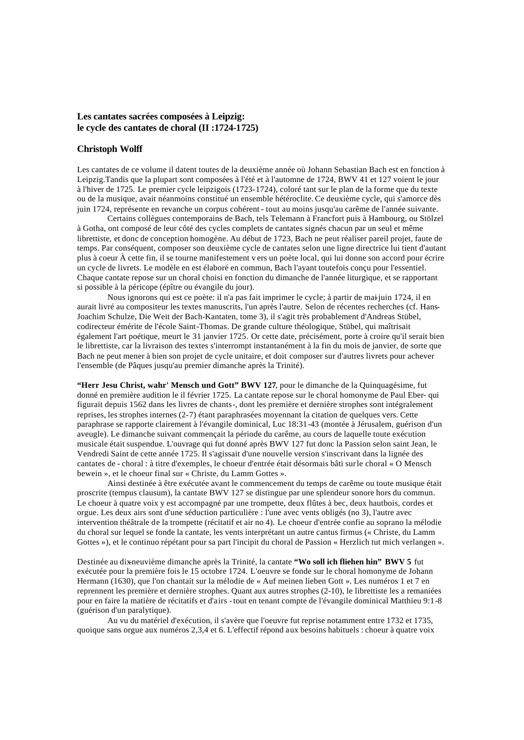**Les cantates sacrées composées à Leipzig:**
**le cycle des cantates de choral (II :1724-1725)**

**Christoph Wolff**

Les cantates de ce volume il datent toutes de la deuxième année où Johann Sebastian Bach est en fonction à Leipzig.Tandis que la plupart sont composées à l'été et à l'automne de 1724, BWV 41 et 127 voient le jour à l'hiver de 1725. Le premier cycle leipzigois (1723-1724), coloré tant sur le plan de la forme que du texte ou de la musique, avait néanmoins constitué un ensemble hétéroclite. Ce deuxième cycle, qui s'amorce dès juin 1724, représente en revanche un corpus cohérent - tout au moins jusqu'au carême de l'année suivante.

Certains collègues contemporains de Bach, tels Telemann à Francfort puis à Hambourg, ou Stölzel à Gotha, ont composé de leur côté des cycles complets de cantates signés chacun par un seul et même librettiste, et donc de conception homogène. Au début de 1723, Bach ne peut réaliser pareil projet, faute de temps. Par conséquent, composer son deuxième cycle de cantates selon une ligne directrice lui tient d'autant plus à coeur À cette fin, il se tourne manifestement vers un poète local, qui lui donne son accord pour écrire un cycle de livrets. Le modèle en est élaboré en commun, Bach l'ayant toutefois conçu pour l'essentiel. Chaque cantate repose sur un choral choisi en fonction du dimanche de l'année liturgique, et se rapportant si possible à la péricope (épître ou évangile du jour).

Nous ignorons qui est ce poète: il n'a pas fait imprimer le cycle; à partir de mai-juin 1724, il en aurait livré au compositeur les textes manuscrits, l'un après l'autre. Selon de récentes recherches (cf. Hans-Joachim Schulze, Die Weit der Bach-Kantaten, tome 3), il s'agit très probablement d'Andreas Stübel, codirecteur émérite de l'école Saint-Thomas. De grande culture théologique, Stübel, qui maîtrisait également l'art poétique, meurt le 31 janvier 1725. Or cette date, précisément, porte à croire qu'il serait bien le librettiste, car la livraison des textes s'interrompt instantanément à la fin du mois de janvier, de sorte que Bach ne peut mener à bien son projet de cycle unitaire, et doit composer sur d'autres livrets pour achever l'ensemble (de Pâques jusqu'au premier dimanche après la Trinité).

**“Herr Jesu Christ, wahr' Mensch und Gott” BWV 127**, pour le dimanche de la Quinquagésime, fut donné en première audition le il février 1725. La cantate repose sur le choral homonyme de Paul Eber- qui figurait depuis 1562 dans les livres de chants-, dont les première et dernière strophes sont intégralement reprises, les strophes internes (2-7) étant paraphrasées moyennant la citation de quelques vers. Cette paraphrase se rapporte clairement à l'évangile dominical, Luc 18:31-43 (montée à Jérusalem, guérison d'un aveugle). Le dimanche suivant commençait la période du carême, au cours de laquelle toute exécution musicale était suspendue. L'ouvrage qui fut donné après BWV 127 fut donc la Passion selon saint Jean, le Vendredi Saint de cette année 1725. Il s'agissait d'une nouvelle version s'inscrivant dans la lignée des cantates de - choral : à titre d'exemples, le choeur d'entrée était désormais bâti sur le choral « O Mensch bewein », et le choeur final sur « Christe, du Lamm Gottes ».

Ainsi destinée à être exécutée avant le commencement du temps de carême ou toute musique était proscrite (tempus clausum), la cantate BWV 127 se distingue par une splendeur sonore hors du commun. Le choeur à quatre voix y est accompagné par une trompette, deux flûtes à bec, deux hautbois, cordes et orgue. Les deux airs sont d'une séduction particulière : l'une avec vents obligés (no 3), l'autre avec intervention théâtrale de la trompette (récitatif et air no 4). Le choeur d'entrée confie au soprano la mélodie du choral sur lequel se fonde la cantate, les vents interprétant un autre cantus firmus (« Christe, du Lamm Gottes »), et le continuo répétant pour sa part l'incipit du choral de Passion « Herzlich tut mich verlangen ».

Destinée au dix-neuvième dimanche après la Trinité, la cantate **“Wo soll ich fliehen hin” BWV 5** fut exécutée pour la première fois le 15 octobre 1724. L'oeuvre se fonde sur le choral homonyme de Johann Hermann (1630), que l'on chantait sur la mélodie de « Auf meinen lieben Gott ». Les numéros 1 et 7 en reprennent les première et dernière strophes. Quant aux autres strophes (2-10), le librettiste les a remaniées pour en faire la matière de récitatifs et d'airs - tout en tenant compte de l'évangile dominical Matthieu 9:1-8 (guérison d'un paralytique).

Au vu du matériel d'exécution, il s'avère que l'oeuvre fut reprise notamment entre 1732 et 1735, quoique sans orgue aux numéros 2,3,4 et 6. L'effectif répond aux besoins habituels : choeur à quatre voix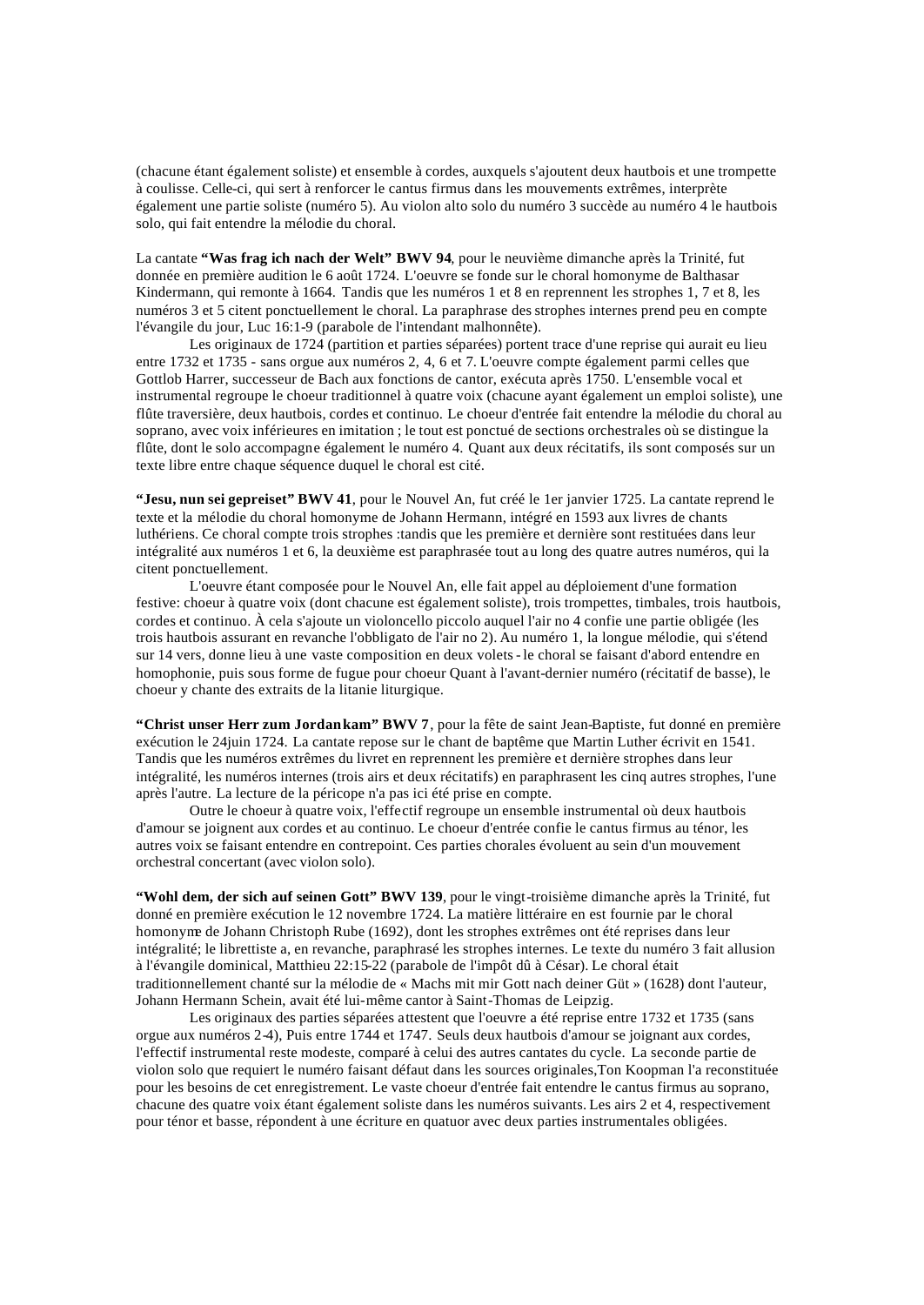(chacune étant également soliste) et ensemble à cordes, auxquels s'ajoutent deux hautbois et une trompette à coulisse. Celle-ci, qui sert à renforcer le cantus firmus dans les mouvements extrêmes, interprète également une partie soliste (numéro 5). Au violon alto solo du numéro 3 succède au numéro 4 le hautbois solo, qui fait entendre la mélodie du choral.

La cantate **"Was frag ich nach der Welt" BWV 94**, pour le neuvième dimanche après la Trinité, fut donnée en première audition le 6 août 1724. L'oeuvre se fonde sur le choral homonyme de Balthasar Kindermann, qui remonte à 1664. Tandis que les numéros 1 et 8 en reprennent les strophes 1, 7 et 8, les numéros 3 et 5 citent ponctuellement le choral. La paraphrase des strophes internes prend peu en compte l'évangile du jour, Luc 16:1-9 (parabole de l'intendant malhonnête).

Les originaux de 1724 (partition et parties séparées) portent trace d'une reprise qui aurait eu lieu entre 1732 et 1735 - sans orgue aux numéros 2, 4, 6 et 7. L'oeuvre compte également parmi celles que Gottlob Harrer, successeur de Bach aux fonctions de cantor, exécuta après 1750. L'ensemble vocal et instrumental regroupe le choeur traditionnel à quatre voix (chacune ayant également un emploi soliste), une flûte traversière, deux hautbois, cordes et continuo. Le choeur d'entrée fait entendre la mélodie du choral au soprano, avec voix inférieures en imitation ; le tout est ponctué de sections orchestrales où se distingue la flûte, dont le solo accompagne également le numéro 4. Quant aux deux récitatifs, ils sont composés sur un texte libre entre chaque séquence duquel le choral est cité.

**"Jesu, nun sei gepreiset" BWV 41**, pour le Nouvel An, fut créé le 1er janvier 1725. La cantate reprend le texte et la mélodie du choral homonyme de Johann Hermann, intégré en 1593 aux livres de chants luthériens. Ce choral compte trois strophes :tandis que les première et dernière sont restituées dans leur intégralité aux numéros 1 et 6, la deuxième est paraphrasée tout au long des quatre autres numéros, qui la citent ponctuellement.

L'oeuvre étant composée pour le Nouvel An, elle fait appel au déploiement d'une formation festive: choeur à quatre voix (dont chacune est également soliste), trois trompettes, timbales, trois hautbois, cordes et continuo. À cela s'ajoute un violoncello piccolo auquel l'air no 4 confie une partie obligée (les trois hautbois assurant en revanche l'obbligato de l'air no 2). Au numéro 1, la longue mélodie, qui s'étend sur 14 vers, donne lieu à une vaste composition en deux volets - le choral se faisant d'abord entendre en homophonie, puis sous forme de fugue pour choeur Quant à l'avant-dernier numéro (récitatif de basse), le choeur y chante des extraits de la litanie liturgique.

**"Christ unser Herr zum Jordankam" BWV 7**, pour la fête de saint Jean-Baptiste, fut donné en première exécution le 24juin 1724. La cantate repose sur le chant de baptême que Martin Luther écrivit en 1541. Tandis que les numéros extrêmes du livret en reprennent les première et dernière strophes dans leur intégralité, les numéros internes (trois airs et deux récitatifs) en paraphrasent les cinq autres strophes, l'une après l'autre. La lecture de la péricope n'a pas ici été prise en compte.

Outre le choeur à quatre voix, l'effectif regroupe un ensemble instrumental où deux hautbois d'amour se joignent aux cordes et au continuo. Le choeur d'entrée confie le cantus firmus au ténor, les autres voix se faisant entendre en contrepoint. Ces parties chorales évoluent au sein d'un mouvement orchestral concertant (avec violon solo).

**"Wohl dem, der sich auf seinen Gott" BWV 139**, pour le vingt-troisième dimanche après la Trinité, fut donné en première exécution le 12 novembre 1724. La matière littéraire en est fournie par le choral homonyme de Johann Christoph Rube (1692), dont les strophes extrêmes ont été reprises dans leur intégralité; le librettiste a, en revanche, paraphrasé les strophes internes. Le texte du numéro 3 fait allusion à l'évangile dominical, Matthieu 22:15-22 (parabole de l'impôt dû à César). Le choral était traditionnellement chanté sur la mélodie de « Machs mit mir Gott nach deiner Güt » (1628) dont l'auteur, Johann Hermann Schein, avait été lui-même cantor à Saint-Thomas de Leipzig.

Les originaux des parties séparées attestent que l'oeuvre a été reprise entre 1732 et 1735 (sans orgue aux numéros 2-4), Puis entre 1744 et 1747. Seuls deux hautbois d'amour se joignant aux cordes, l'effectif instrumental reste modeste, comparé à celui des autres cantates du cycle. La seconde partie de violon solo que requiert le numéro faisant défaut dans les sources originales,Ton Koopman l'a reconstituée pour les besoins de cet enregistrement. Le vaste choeur d'entrée fait entendre le cantus firmus au soprano, chacune des quatre voix étant également soliste dans les numéros suivants. Les airs 2 et 4, respectivement pour ténor et basse, répondent à une écriture en quatuor avec deux parties instrumentales obligées.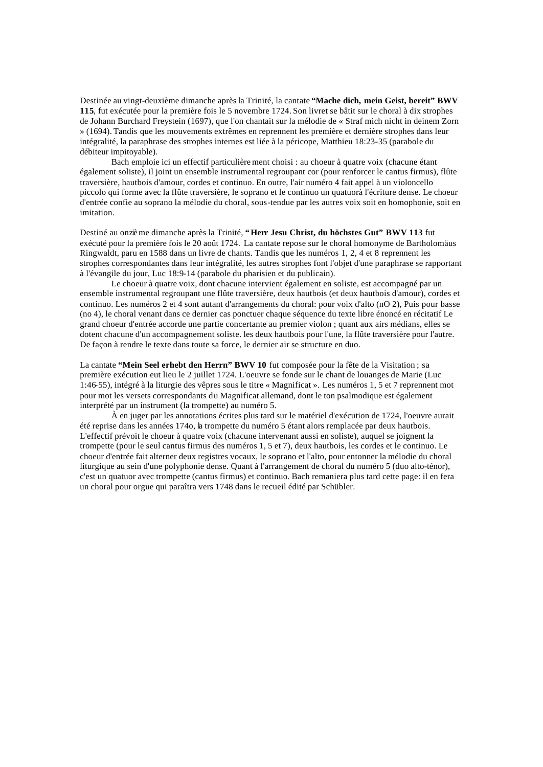Destinée au vingt-deuxième dimanche après la Trinité, la cantate **"Mache dich, mein Geist, bereit" BWV 115**, fut exécutée pour la première fois le 5 novembre 1724. Son livret se bâtit sur le choral à dix strophes de Johann Burchard Freystein (1697), que l'on chantait sur la mélodie de « Straf mich nicht in deinem Zorn » (1694). Tandis que les mouvements extrêmes en reprennent les première et dernière strophes dans leur intégralité, la paraphrase des strophes internes est liée à la péricope, Matthieu 18:23-35 (parabole du débiteur impitoyable).

Bach emploie ici un effectif particulière ment choisi : au choeur à quatre voix (chacune étant également soliste), il joint un ensemble instrumental regroupant cor (pour renforcer le cantus firmus), flûte traversière, hautbois d'amour, cordes et continuo. En outre, l'air numéro 4 fait appel à un violoncello piccolo qui forme avec la flûte traversière, le soprano et le continuo un quatuorà l'écriture dense. Le choeur d'entrée confie au soprano la mélodie du choral, sous-tendue par les autres voix soit en homophonie, soit en imitation.

Destiné au onzième dimanche après la Trinité, **"Herr Jesu Christ, du höchstes Gut" BWV 113** fut exécuté pour la première fois le 20 août 1724. La cantate repose sur le choral homonyme de Bartholomäus Ringwaldt, paru en 1588 dans un livre de chants. Tandis que les numéros 1, 2, 4 et 8 reprennent les strophes correspondantes dans leur intégralité, les autres strophes font l'objet d'une paraphrase se rapportant à l'évangile du jour, Luc 18:9-14 (parabole du pharisien et du publicain).

Le choeur à quatre voix, dont chacune intervient également en soliste, est accompagné par un ensemble instrumental regroupant une flûte traversière, deux hautbois (et deux hautbois d'amour), cordes et continuo. Les numéros 2 et 4 sont autant d'arrangements du choral: pour voix d'alto (nO 2), Puis pour basse (no 4), le choral venant dans ce dernier cas ponctuer chaque séquence du texte libre énoncé en récitatif Le grand choeur d'entrée accorde une partie concertante au premier violon ; quant aux airs médians, elles se dotent chacune d'un accompagnement soliste. les deux hautbois pour l'une, la flûte traversière pour l'autre. De façon à rendre le texte dans toute sa force, le dernier air se structure en duo.

La cantate **"Mein Seel erhebt den Herrn" BWV 10** fut composée pour la fête de la Visitation ; sa première exécution eut lieu le 2 juillet 1724. L'oeuvre se fonde sur le chant de louanges de Marie (Luc 1:46-55), intégré à la liturgie des vêpres sous le titre « Magnificat ». Les numéros 1, 5 et 7 reprennent mot pour mot les versets correspondants du Magnificat allemand, dont le ton psalmodique est également interprété par un instrument (la trompette) au numéro 5.

À en juger par les annotations écrites plus tard sur le matériel d'exécution de 1724, l'oeuvre aurait été reprise dans les années 174o, la trompette du numéro 5 étant alors remplacée par deux hautbois. L'effectif prévoit le choeur à quatre voix (chacune intervenant aussi en soliste), auquel se joignent la trompette (pour le seul cantus firmus des numéros 1, 5 et 7), deux hautbois, les cordes et le continuo. Le choeur d'entrée fait alterner deux registres vocaux, le soprano et l'alto, pour entonner la mélodie du choral liturgique au sein d'une polyphonie dense. Quant à l'arrangement de choral du numéro 5 (duo alto-ténor), c'est un quatuor avec trompette (cantus firmus) et continuo. Bach remaniera plus tard cette page: il en fera un choral pour orgue qui paraîtra vers 1748 dans le recueil édité par Schübler.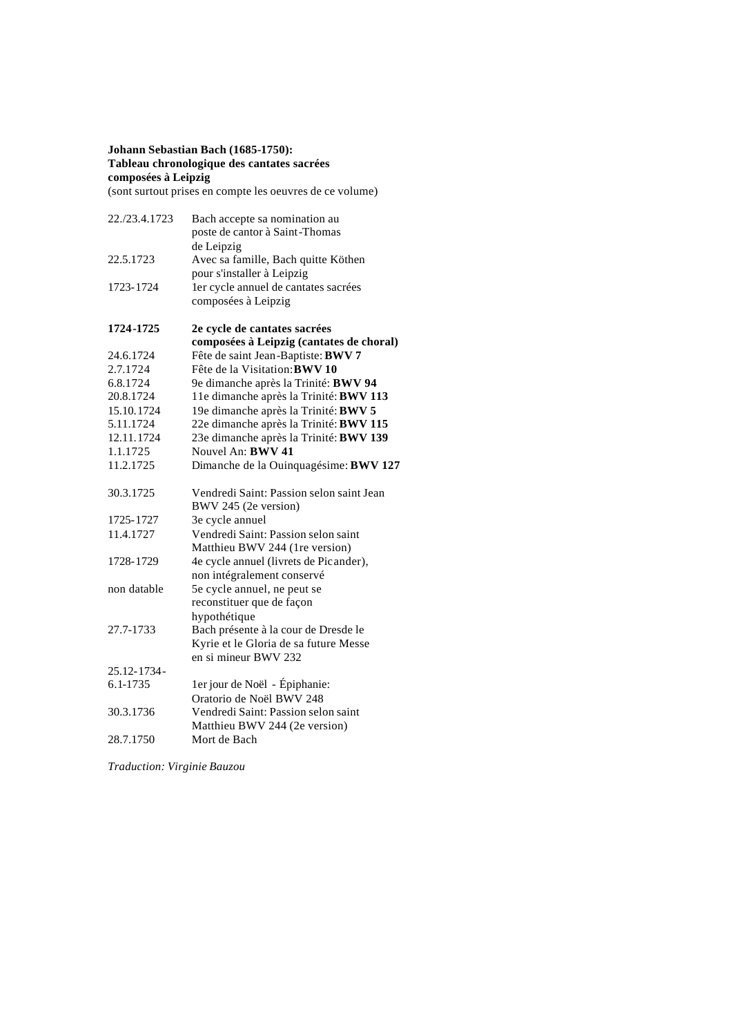**Johann Sebastian Bach (1685-1750):**
**Tableau chronologique des cantates sacrées composées à Leipzig**
(sont surtout prises en compte les oeuvres de ce volume)

| | |
|---|---|
| 22./23.4.1723 | Bach accepte sa nomination au poste de cantor à Saint-Thomas de Leipzig |
| 22.5.1723 | Avec sa famille, Bach quitte Köthen pour s'installer à Leipzig |
| 1723-1724 | 1er cycle annuel de cantates sacrées composées à Leipzig |
| | |
| **1724-1725** | **2e cycle de cantates sacrées composées à Leipzig (cantates de choral)** |
| 24.6.1724 | Fête de saint Jean-Baptiste: **BWV 7** |
| 2.7.1724 | Fête de la Visitation: **BWV 10** |
| 6.8.1724 | 9e dimanche après la Trinité: **BWV 94** |
| 20.8.1724 | 11e dimanche après la Trinité: **BWV 113** |
| 15.10.1724 | 19e dimanche après la Trinité: **BWV 5** |
| 5.11.1724 | 22e dimanche après la Trinité: **BWV 115** |
| 12.11.1724 | 23e dimanche après la Trinité: **BWV 139** |
| 1.1.1725 | Nouvel An: **BWV 41** |
| 11.2.1725 | Dimanche de la Quinquagésime: **BWV 127** |
| | |
| 30.3.1725 | Vendredi Saint: Passion selon saint Jean BWV 245 (2e version) |
| 1725-1727 | 3e cycle annuel |
| 11.4.1727 | Vendredi Saint: Passion selon saint Matthieu BWV 244 (1re version) |
| 1728-1729 | 4e cycle annuel (livrets de Picander), non intégralement conservé |
| non datable | 5e cycle annuel, ne peut se reconstituer que de façon hypothétique |
| 27.7-1733 | Bach présente à la cour de Dresde le Kyrie et le Gloria de sa future Messe en si mineur BWV 232 |
| 25.12-1734-6.1-1735 | 1er jour de Noël - Épiphanie: Oratorio de Noël BWV 248 |
| 30.3.1736 | Vendredi Saint: Passion selon saint Matthieu BWV 244 (2e version) |
| 28.7.1750 | Mort de Bach |

*Traduction: Virginie Bauzou*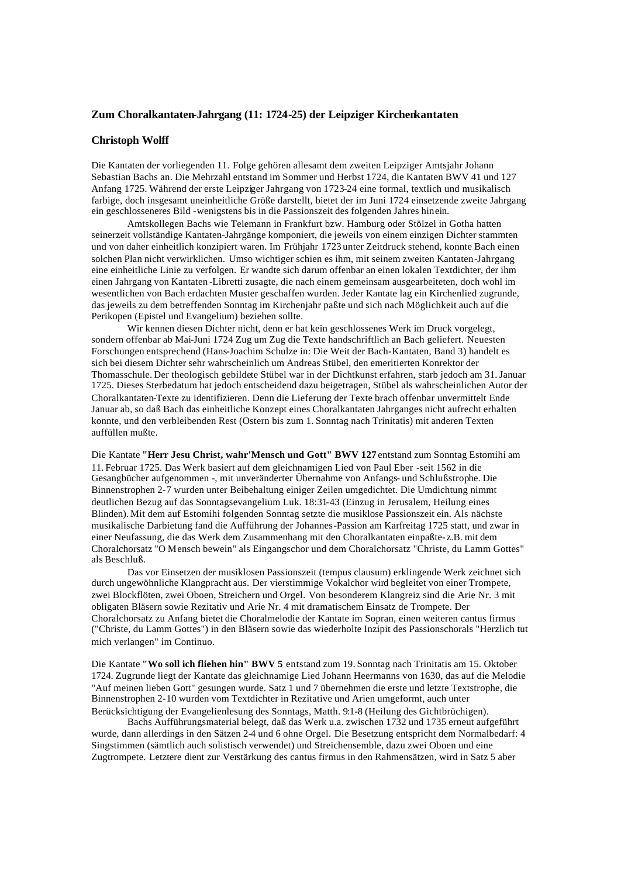## Zum Choralkantaten-Jahrgang (11: 1724-25) der Leipziger Kirchenkantaten

### Christoph Wolff

Die Kantaten der vorliegenden 11. Folge gehören allesamt dem zweiten Leipziger Amtsjahr Johann Sebastian Bachs an. Die Mehrzahl entstand im Sommer und Herbst 1724, die Kantaten BWV 41 und 127 Anfang 1725. Während der erste Leipziger Jahrgang von 1723-24 eine formal, textlich und musikalisch farbige, doch insgesamt uneinheitliche Größe darstellt, bietet der im Juni 1724 einsetzende zweite Jahrgang ein geschlosseneres Bild -wenigstens bis in die Passionszeit des folgenden Jahres hinein.

Amtskollegen Bachs wie Telemann in Frankfurt bzw. Hamburg oder Stölzel in Gotha hatten seinerzeit vollständige Kantaten-Jahrgänge komponiert, die jeweils von einem einzigen Dichter stammten und von daher einheitlich konzipiert waren. Im Frühjahr 1723 unter Zeitdruck stehend, konnte Bach einen solchen Plan nicht verwirklichen. Umso wichtiger schien es ihm, mit seinem zweiten Kantaten-Jahrgang eine einheitliche Linie zu verfolgen. Er wandte sich darum offenbar an einen lokalen Textdichter, der ihm einen Jahrgang von Kantaten-Libretti zusagte, die nach einem gemeinsam ausgearbeiteten, doch wohl im wesentlichen von Bach erdachten Muster geschaffen wurden. Jeder Kantate lag ein Kirchenlied zugrunde, das jeweils zu dem betreffenden Sonntag im Kirchenjahr paßte und sich nach Möglichkeit auch auf die Perikopen (Epistel und Evangelium) beziehen sollte.

Wir kennen diesen Dichter nicht, denn er hat kein geschlossenes Werk im Druck vorgelegt, sondern offenbar ab Mai-Juni 1724 Zug um Zug die Texte handschriftlich an Bach geliefert. Neuesten Forschungen entsprechend (Hans-Joachim Schulze in: Die Weit der Bach-Kantaten, Band 3) handelt es sich bei diesem Dichter sehr wahrscheinlich um Andreas Stübel, den emeritierten Konrektor der Thomasschule. Der theologisch gebildete Stübel war in der Dichtkunst erfahren, starb jedoch am 31. Januar 1725. Dieses Sterbedatum hat jedoch entscheidend dazu beigetragen, Stübel als wahrscheinlichen Autor der Choralkantaten-Texte zu identifizieren. Denn die Lieferung der Texte brach offenbar unvermittelt Ende Januar ab, so daß Bach das einheitliche Konzept eines Choralkantaten Jahrganges nicht aufrecht erhalten konnte, und den verbleibenden Rest (Ostern bis zum 1. Sonntag nach Trinitatis) mit anderen Texten auffüllen mußte.

Die Kantate **"Herr Jesu Christ, wahr'Mensch und Gott" BWV 127** entstand zum Sonntag Estomihi am 11. Februar 1725. Das Werk basiert auf dem gleichnamigen Lied von Paul Eber -seit 1562 in die Gesangbücher aufgenommen -, mit unveränderter Übernahme von Anfangs- und Schlußstrophe. Die Binnenstrophen 2-7 wurden unter Beibehaltung einiger Zeilen umgedichtet. Die Umdichtung nimmt deutlichen Bezug auf das Sonntagsevangelium Luk. 18:31-43 (Einzug in Jerusalem, Heilung eines Blinden). Mit dem auf Estomihi folgenden Sonntag setzte die musiklose Passionszeit ein. Als nächste musikalische Darbietung fand die Aufführung der Johannes-Passion am Karfreitag 1725 statt, und zwar in einer Neufassung, die das Werk dem Zusammenhang mit den Choralkantaten einpaßte- z.B. mit dem Choralchorsatz "O Mensch bewein" als Eingangschor und dem Choralchorsatz "Christe, du Lamm Gottes" als Beschluß.

Das vor Einsetzen der musiklosen Passionszeit (tempus clausum) erklingende Werk zeichnet sich durch ungewöhnliche Klangpracht aus. Der vierstimmige Vokalchor wird begleitet von einer Trompete, zwei Blockflöten, zwei Oboen, Streichern und Orgel. Von besonderem Klangreiz sind die Arie Nr. 3 mit obligaten Bläsern sowie Rezitativ und Arie Nr. 4 mit dramatischem Einsatz de Trompete. Der Choralchorsatz zu Anfang bietet die Choralmelodie der Kantate im Sopran, einen weiteren cantus firmus ("Christe, du Lamm Gottes") in den Bläsern sowie das wiederholte Inzipit des Passionschorals "Herzlich tut mich verlangen" im Continuo.

Die Kantate **"Wo soll ich fliehen hin" BWV 5** entstand zum 19. Sonntag nach Trinitatis am 15. Oktober 1724. Zugrunde liegt der Kantate das gleichnamige Lied Johann Heermanns von 1630, das auf die Melodie "Auf meinen lieben Gott" gesungen wurde. Satz 1 und 7 übernehmen die erste und letzte Textstrophe, die Binnenstrophen 2-10 wurden vom Textdichter in Rezitative und Arien umgeformt, auch unter Berücksichtigung der Evangelienlesung des Sonntags, Matth. 9:1-8 (Heilung des Gichtbrüchigen).

Bachs Aufführungsmaterial belegt, daß das Werk u.a. zwischen 1732 und 1735 erneut aufgeführt wurde, dann allerdings in den Sätzen 2-4 und 6 ohne Orgel. Die Besetzung entspricht dem Normalbedarf: 4 Singstimmen (sämtlich auch solistisch verwendet) und Streichensemble, dazu zwei Oboen und eine Zugtrompete. Letztere dient zur Verstärkung des cantus firmus in den Rahmensätzen, wird in Satz 5 aber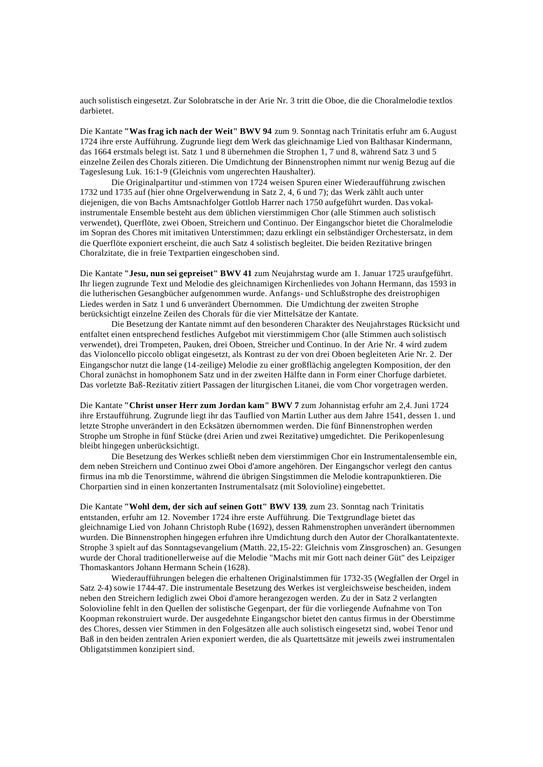auch solistisch eingesetzt. Zur Solobratsche in der Arie Nr. 3 tritt die Oboe, die die Choralmelodie textlos darbietet.

Die Kantate **"Was frag ich nach der Weit" BWV 94** zum 9. Sonntag nach Trinitatis erfuhr am 6. August 1724 ihre erste Aufführung. Zugrunde liegt dem Werk das gleichnamige Lied von Balthasar Kindermann, das 1664 erstmals belegt ist. Satz 1 und 8 übernehmen die Strophen 1, 7 und 8, während Satz 3 und 5 einzelne Zeilen des Chorals zitieren. Die Umdichtung der Binnenstrophen nimmt nur wenig Bezug auf die Tageslesung Luk. 16:1-9 (Gleichnis vom ungerechten Haushalter).

Die Originalpartitur und -stimmen von 1724 weisen Spuren einer Wiederaufführung zwischen 1732 und 1735 auf (hier ohne Orgelverwendung in Satz 2, 4, 6 und 7); das Werk zählt auch unter diejenigen, die von Bachs Amtsnachfolger Gottlob Harrer nach 1750 aufgeführt wurden. Das vokal-instrumentale Ensemble besteht aus dem üblichen vierstimmigen Chor (alle Stimmen auch solistisch verwendet), Querflöte, zwei Oboen, Streichern und Continuo. Der Eingangschor bietet die Choralmelodie im Sopran des Chores mit imitativen Unterstimmen; dazu erklingt ein selbständiger Orchestersatz, in dem die Querflöte exponiert erscheint, die auch Satz 4 solistisch begleitet. Die beiden Rezitative bringen Choralzitate, die in freie Textpartien eingeschoben sind.

Die Kantate **"Jesu, nun sei gepreiset" BWV 41** zum Neujahrstag wurde am 1. Januar 1725 uraufgeführt. Ihr liegen zugrunde Text und Melodie des gleichnamigen Kirchenliedes von Johann Hermann, das 1593 in die lutherischen Gesangbücher aufgenommen wurde. Anfangs- und Schlußstrophe des dreistrophigen Liedes werden in Satz 1 und 6 unverändert Übernommen. Die Umdichtung der zweiten Strophe berücksichtigt einzelne Zeilen des Chorals für die vier Mittelsätze der Kantate.

Die Besetzung der Kantate nimmt auf den besonderen Charakter des Neujahrstages Rücksicht und entfaltet einen entsprechend festliches Aufgebot mit vierstimmigem Chor (alle Stimmen auch solistisch verwendet), drei Trompeten, Pauken, drei Oboen, Streicher und Continuo. In der Arie Nr. 4 wird zudem das Violoncello piccolo obligat eingesetzt, als Kontrast zu der von drei Oboen begleiteten Arie Nr. 2. Der Eingangschor nutzt die lange (14-zeilige) Melodie zu einer großflächig angelegten Komposition, der den Choral zunächst in homophonem Satz und in der zweiten Hälfte dann in Form einer Chorfuge darbietet. Das vorletzte Baß-Rezitativ zitiert Passagen der liturgischen Litanei, die vom Chor vorgetragen werden.

Die Kantate **"Christ unser Herr zum Jordan kam" BWV 7** zum Johannistag erfuhr am 2,4. Juni 1724 ihre Erstaufführung. Zugrunde liegt ihr das Tauflied von Martin Luther aus dem Jahre 1541, dessen 1. und letzte Strophe unverändert in den Ecksätzen übernommen werden. Die fünf Binnenstrophen werden Strophe um Strophe in fünf Stücke (drei Arien und zwei Rezitative) umgedichtet. Die Perikopenlesung bleibt hingegen unberücksichtigt.

Die Besetzung des Werkes schließt neben dem vierstimmigen Chor ein Instrumentalensemble ein, dem neben Streichern und Continuo zwei Oboi d'amore angehören. Der Eingangschor verlegt den cantus firmus ina mb die Tenorstimme, während die übrigen Singstimmen die Melodie kontrapunktieren. Die Chorpartien sind in einen konzertanten Instrumentalsatz (mit Solovioline) eingebettet.

Die Kantate **"Wohl dem, der sich auf seinen Gott" BWV 139**, zum 23. Sonntag nach Trinitatis entstanden, erfuhr am 12. November 1724 ihre erste Aufführung. Die Textgrundlage bietet das gleichnamige Lied von Johann Christoph Rube (1692), dessen Rahmenstrophen unverändert übernommen wurden. Die Binnenstrophen hingegen erfuhren ihre Umdichtung durch den Autor der Choralkantatentexte. Strophe 3 spielt auf das Sonntagsevangelium (Matth. 22,15-22: Gleichnis vom Zinsgroschen) an. Gesungen wurde der Choral traditionellerweise auf die Melodie "Machs mit mir Gott nach deiner Güt" des Leipziger Thomaskantors Johann Hermann Schein (1628).

Wiederaufführungen belegen die erhaltenen Originalstimmen für 1732-35 (Wegfallen der Orgel in Satz 2-4) sowie 1744-47. Die instrumentale Besetzung des Werkes ist vergleichsweise bescheiden, indem neben den Streichern lediglich zwei Oboi d'amore herangezogen werden. Zu der in Satz 2 verlangten Solovioline fehlt in den Quellen der solistische Gegenpart, der für die vorliegende Aufnahme von Ton Koopman rekonstruiert wurde. Der ausgedehnte Eingangschor bietet den cantus firmus in der Oberstimme des Chores, dessen vier Stimmen in den Folgesätzen alle auch solistisch eingesetzt sind, wobei Tenor und Baß in den beiden zentralen Arien exponiert werden, die als Quartettsätze mit jeweils zwei instrumentalen Obligatstimmen konzipiert sind.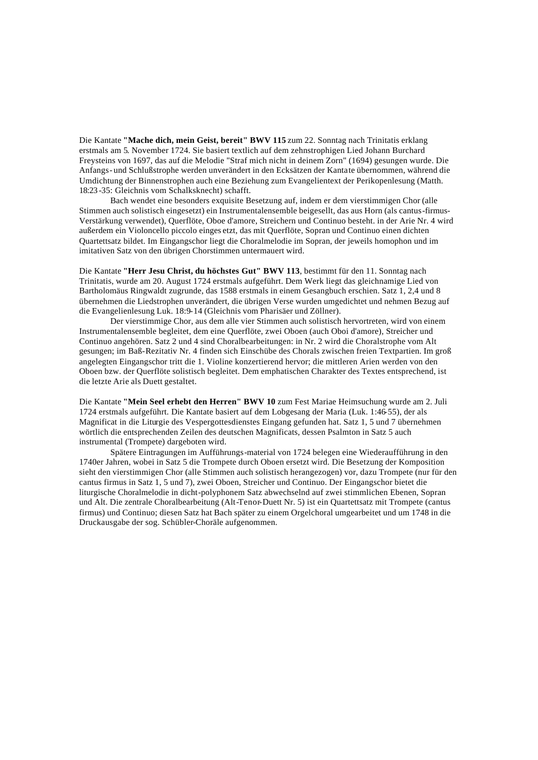Die Kantate **"Mache dich, mein Geist, bereit" BWV 115** zum 22. Sonntag nach Trinitatis erklang erstmals am 5. November 1724. Sie basiert textlich auf dem zehnstrophigen Lied Johann Burchard Freysteins von 1697, das auf die Melodie "Straf mich nicht in deinem Zorn" (1694) gesungen wurde. Die Anfangs- und Schlußstrophe werden unverändert in den Ecksätzen der Kantate übernommen, während die Umdichtung der Binnenstrophen auch eine Beziehung zum Evangelientext der Perikopenlesung (Matth. 18:23-35: Gleichnis vom Schalksknecht) schafft.

Bach wendet eine besonders exquisite Besetzung auf, indem er dem vierstimmigen Chor (alle Stimmen auch solistisch eingesetzt) ein Instrumentalensemble beigesellt, das aus Horn (als cantus-firmus-Verstärkung verwendet), Querflöte, Oboe d'amore, Streichern und Continuo besteht. in der Arie Nr. 4 wird außerdem ein Violoncello piccolo eingesetzt, das mit Querflöte, Sopran und Continuo einen dichten Quartettsatz bildet. Im Eingangschor liegt die Choralmelodie im Sopran, der jeweils homophon und im imitativen Satz von den übrigen Chorstimmen untermauert wird.

Die Kantate **"Herr Jesu Christ, du höchstes Gut" BWV 113**, bestimmt für den 11. Sonntag nach Trinitatis, wurde am 20. August 1724 erstmals aufgeführt. Dem Werk liegt das gleichnamige Lied von Bartholomäus Ringwaldt zugrunde, das 1588 erstmals in einem Gesangbuch erschien. Satz 1, 2,4 und 8 übernehmen die Liedstrophen unverändert, die übrigen Verse wurden umgedichtet und nehmen Bezug auf die Evangelienlesung Luk. 18:9-14 (Gleichnis vom Pharisäer und Zöllner).

Der vierstimmige Chor, aus dem alle vier Stimmen auch solistisch hervortreten, wird von einem Instrumentalensemble begleitet, dem eine Querflöte, zwei Oboen (auch Oboi d'amore), Streicher und Continuo angehören. Satz 2 und 4 sind Choralbearbeitungen: in Nr. 2 wird die Choralstrophe vom Alt gesungen; im Baß-Rezitativ Nr. 4 finden sich Einschübe des Chorals zwischen freien Textpartien. Im groß angelegten Eingangschor tritt die 1. Violine konzertierend hervor; die mittleren Arien werden von den Oboen bzw. der Querflöte solistisch begleitet. Dem emphatischen Charakter des Textes entsprechend, ist die letzte Arie als Duett gestaltet.

Die Kantate **"Mein Seel erhebt den Herren" BWV 10** zum Fest Mariae Heimsuchung wurde am 2. Juli 1724 erstmals aufgeführt. Die Kantate basiert auf dem Lobgesang der Maria (Luk. 1:46-55), der als Magnificat in die Liturgie des Vespergottesdienstes Eingang gefunden hat. Satz 1, 5 und 7 übernehmen wörtlich die entsprechenden Zeilen des deutschen Magnificats, dessen Psalmton in Satz 5 auch instrumental (Trompete) dargeboten wird.

Spätere Eintragungen im Aufführungs-material von 1724 belegen eine Wiederaufführung in den 1740er Jahren, wobei in Satz 5 die Trompete durch Oboen ersetzt wird. Die Besetzung der Komposition sieht den vierstimmigen Chor (alle Stimmen auch solistisch herangezogen) vor, dazu Trompete (nur für den cantus firmus in Satz 1, 5 und 7), zwei Oboen, Streicher und Continuo. Der Eingangschor bietet die liturgische Choralmelodie in dicht-polyphonem Satz abwechselnd auf zwei stimmlichen Ebenen, Sopran und Alt. Die zentrale Choralbearbeitung (Alt-Tenor-Duett Nr. 5) ist ein Quartettsatz mit Trompete (cantus firmus) und Continuo; diesen Satz hat Bach später zu einem Orgelchoral umgearbeitet und um 1748 in die Druckausgabe der sog. Schübler-Choräle aufgenommen.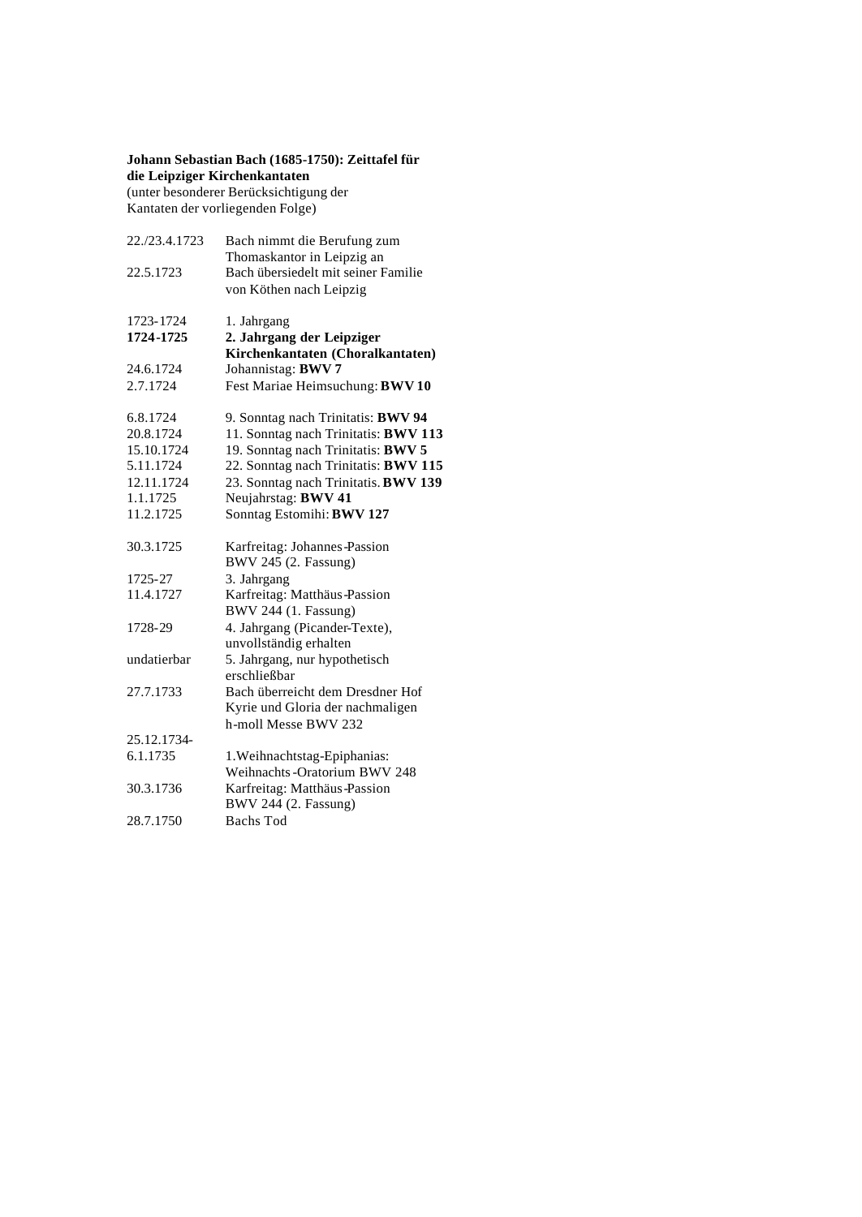**Johann Sebastian Bach (1685-1750): Zeittafel für die Leipziger Kirchenkantaten**
(unter besonderer Berücksichtigung der Kantaten der vorliegenden Folge)

| | |
|---|---|
| 22./23.4.1723 | Bach nimmt die Berufung zum Thomaskantor in Leipzig an |
| 22.5.1723 | Bach übersiedelt mit seiner Familie von Köthen nach Leipzig |
| | |
| 1723-1724 | 1. Jahrgang |
| **1724-1725** | **2. Jahrgang der Leipziger Kirchenkantaten (Choralkantaten)** |
| 24.6.1724 | Johannistag: **BWV 7** |
| 2.7.1724 | Fest Mariae Heimsuchung: **BWV 10** |
| | |
| 6.8.1724 | 9. Sonntag nach Trinitatis: **BWV 94** |
| 20.8.1724 | 11. Sonntag nach Trinitatis: **BWV 113** |
| 15.10.1724 | 19. Sonntag nach Trinitatis: **BWV 5** |
| 5.11.1724 | 22. Sonntag nach Trinitatis: **BWV 115** |
| 12.11.1724 | 23. Sonntag nach Trinitatis. **BWV 139** |
| 1.1.1725 | Neujahrstag: **BWV 41** |
| 11.2.1725 | Sonntag Estomihi: **BWV 127** |
| | |
| 30.3.1725 | Karfreitag: Johannes-Passion BWV 245 (2. Fassung) |
| 1725-27 | 3. Jahrgang |
| 11.4.1727 | Karfreitag: Matthäus-Passion BWV 244 (1. Fassung) |
| 1728-29 | 4. Jahrgang (Picander-Texte), unvollständig erhalten |
| undatierbar | 5. Jahrgang, nur hypothetisch erschließbar |
| 27.7.1733 | Bach überreicht dem Dresdner Hof Kyrie und Gloria der nachmaligen h-moll Messe BWV 232 |
| 25.12.1734-6.1.1735 | 1.Weihnachtstag-Epiphanias: Weihnachts-Oratorium BWV 248 |
| 30.3.1736 | Karfreitag: Matthäus-Passion BWV 244 (2. Fassung) |
| 28.7.1750 | Bachs Tod |